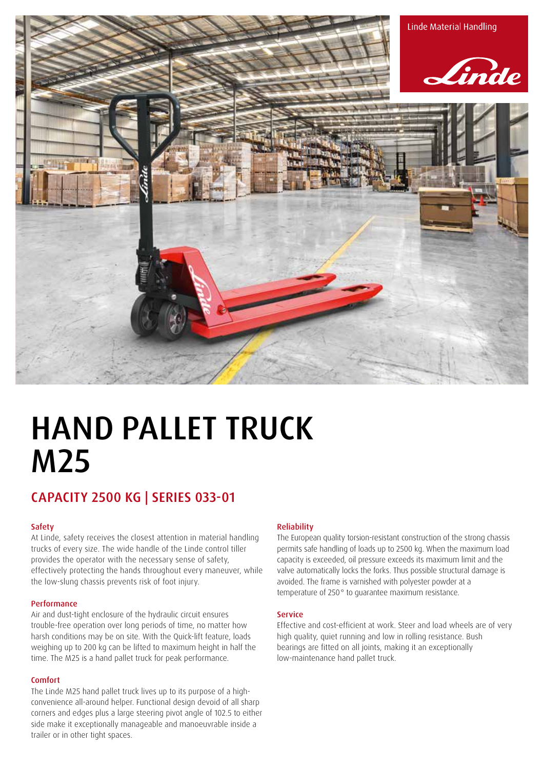Linde Material Handling

# HAND PALLET TRUCK M25

## CAPACITY 2500 KG | SERIES 033-01

### Safety

At Linde, safety receives the closest attention in material handling trucks of every size. The wide handle of the Linde control tiller provides the operator with the necessary sense of safety, effectively protecting the hands throughout every maneuver, while the low-slung chassis prevents risk of foot injury.

### Performance

Air and dust-tight enclosure of the hydraulic circuit ensures trouble-free operation over long periods of time, no matter how harsh conditions may be on site. With the Quick-lift feature, loads weighing up to 200 kg can be lifted to maximum height in half the time. The M25 is a hand pallet truck for peak performance.

### Comfort

The Linde M25 hand pallet truck lives up to its purpose of a high-convenience all-around helper. Functional design devoid of all sharp corners and edges plus a large steering pivot angle of 102.5 to either side make it exceptionally manageable and manoeuvrable inside a trailer or in other tight spaces.

### Reliability

The European quality torsion-resistant construction of the strong chassis permits safe handling of loads up to 2500 kg. When the maximum load capacity is exceeded, oil pressure exceeds its maximum limit and the valve automatically locks the forks. Thus possible structural damage is avoided. The frame is varnished with polyester powder at a temperature of 250° to guarantee maximum resistance.

### Service

Effective and cost-efficient at work. Steer and load wheels are of very high quality, quiet running and low in rolling resistance. Bush bearings are fitted on all joints, making it an exceptionally low-maintenance hand pallet truck.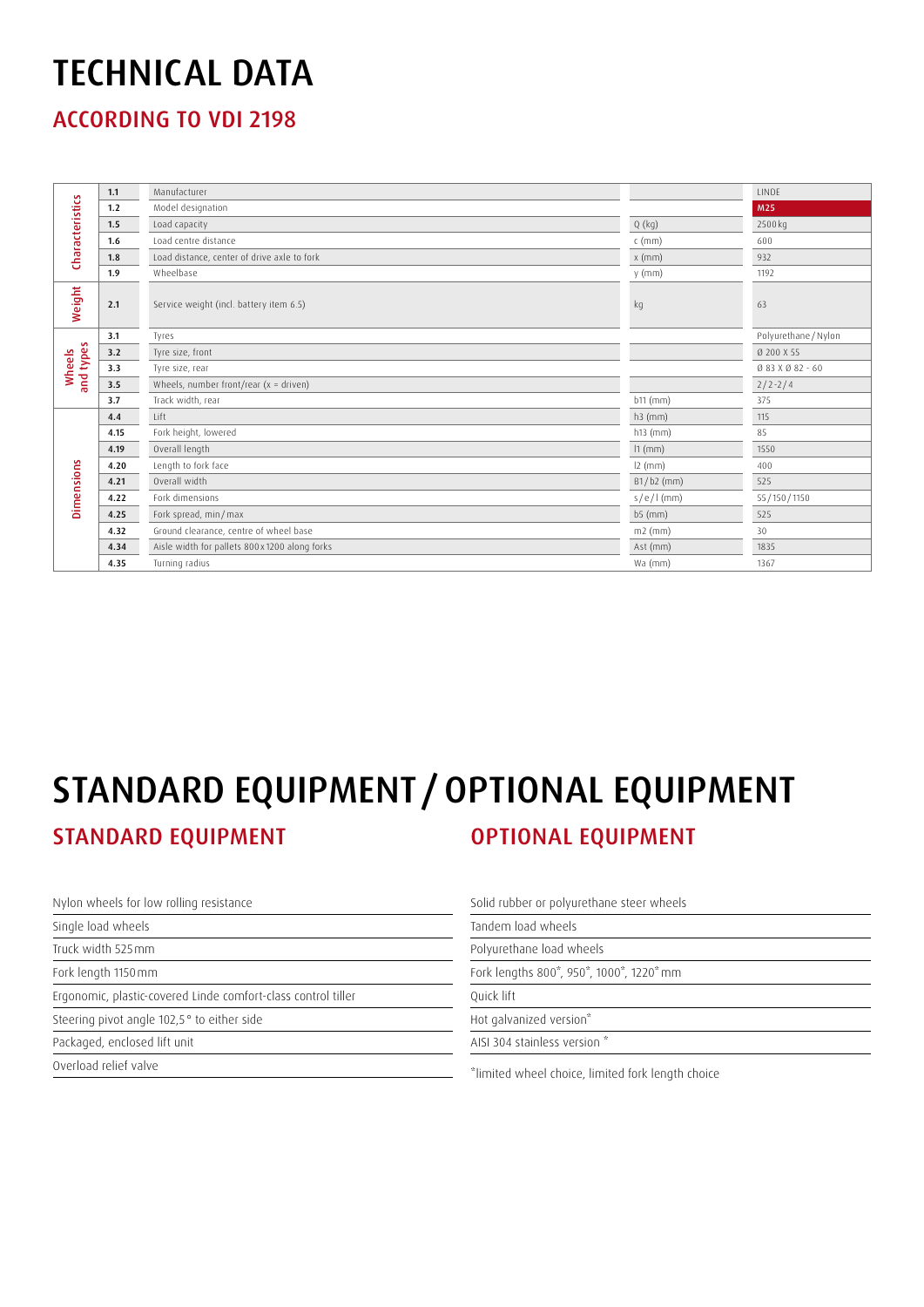# TECHNICAL DATA

## ACCORDING TO VDI 2198

| | | | | |
|---|---|---|---|---|
| Characteristics | 1.1 | Manufacturer | | LINDE |
| | 1.2 | Model designation | | **M25** |
| | 1.5 | Load capacity | Q (kg) | 2500 kg |
| | 1.6 | Load centre distance | c (mm) | 600 |
| | 1.8 | Load distance, center of drive axle to fork | x (mm) | 932 |
| | 1.9 | Wheelbase | y (mm) | 1192 |
| Weight | 2.1 | Service weight (incl. battery item 6.5) | kg | 63 |
| Wheels and types | 3.1 | Tyres | | Polyurethane / Nylon |
| | 3.2 | Tyre size, front | | Ø 200 X 55 |
| | 3.3 | Tyre size, rear | | Ø 83 X Ø 82 - 60 |
| | 3.5 | Wheels, number front/rear (x = driven) | | 2 / 2-2 / 4 |
| | 3.7 | Track width, rear | b11 (mm) | 375 |
| Dimensions | 4.4 | Lift | h3 (mm) | 115 |
| | 4.15 | Fork height, lowered | h13 (mm) | 85 |
| | 4.19 | Overall length | l1 (mm) | 1550 |
| | 4.20 | Length to fork face | l2 (mm) | 400 |
| | 4.21 | Overall width | B1 / b2 (mm) | 525 |
| | 4.22 | Fork dimensions | s / e / l (mm) | 55 / 150 / 1150 |
| | 4.25 | Fork spread, min / max | b5 (mm) | 525 |
| | 4.32 | Ground clearance, centre of wheel base | m2 (mm) | 30 |
| | 4.34 | Aisle width for pallets 800 x 1200 along forks | Ast (mm) | 1835 |
| | 4.35 | Turning radius | Wa (mm) | 1367 |

# STANDARD EQUIPMENT / OPTIONAL EQUIPMENT

## STANDARD EQUIPMENT

- Nylon wheels for low rolling resistance
- Single load wheels
- Truck width 525 mm
- Fork length 1150 mm
- Ergonomic, plastic-covered Linde comfort-class control tiller
- Steering pivot angle 102,5° to either side
- Packaged, enclosed lift unit
- Overload relief valve

## OPTIONAL EQUIPMENT

- Solid rubber or polyurethane steer wheels
- Tandem load wheels
- Polyurethane load wheels
- Fork lengths 800*, 950*, 1000*, 1220* mm
- Quick lift
- Hot galvanized version*
- AISI 304 stainless version *

*limited wheel choice, limited fork length choice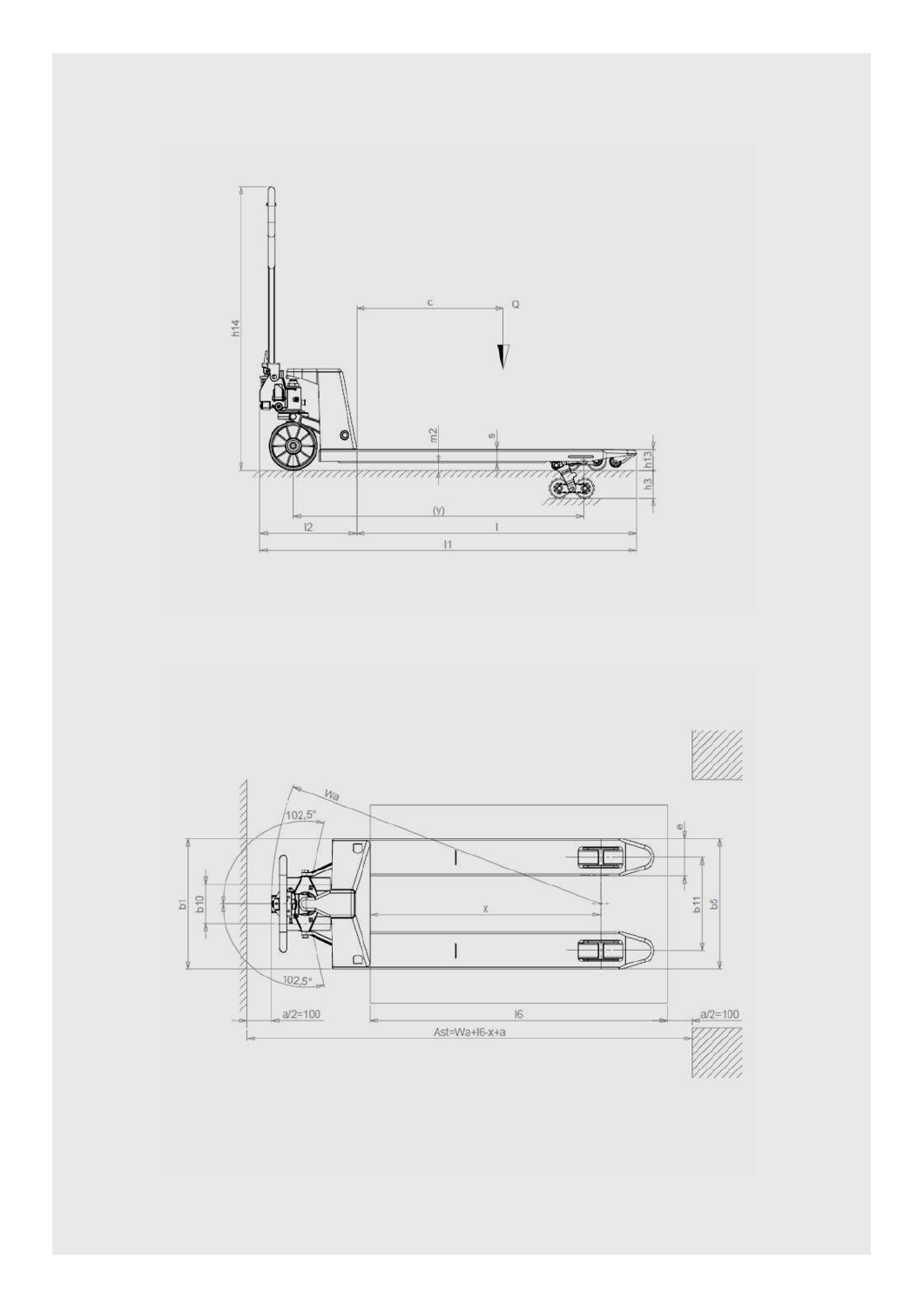h14

c

Q

m2

s

h13

h3

(y)

l2

l

l1

Wa

102,5°

e

b1

b10

x

b11

b5

a/2=100

l6

a/2=100

$Ast = Wa + l6 - x + a$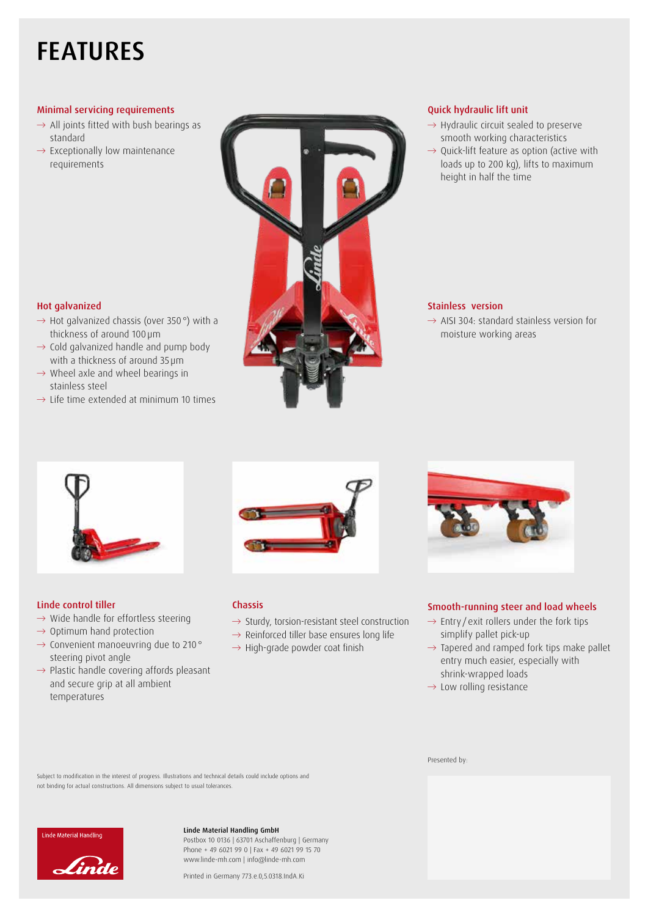# FEATURES

### Minimal servicing requirements

- All joints fitted with bush bearings as standard
- Exceptionally low maintenance requirements

### Quick hydraulic lift unit

- Hydraulic circuit sealed to preserve smooth working characteristics
- Quick-lift feature as option (active with loads up to 200 kg), lifts to maximum height in half the time

### Hot galvanized

- Hot galvanized chassis (over 350°) with a thickness of around 100 µm
- Cold galvanized handle and pump body with a thickness of around 35 µm
- Wheel axle and wheel bearings in stainless steel
- Life time extended at minimum 10 times

### Stainless version

- AISI 304: standard stainless version for moisture working areas

### Linde control tiller

- Wide handle for effortless steering
- Optimum hand protection
- Convenient manoeuvring due to 210° steering pivot angle
- Plastic handle covering affords pleasant and secure grip at all ambient temperatures

### Chassis

- Sturdy, torsion-resistant steel construction
- Reinforced tiller base ensures long life
- High-grade powder coat finish

### Smooth-running steer and load wheels

- Entry / exit rollers under the fork tips simplify pallet pick-up
- Tapered and ramped fork tips make pallet entry much easier, especially with shrink-wrapped loads
- Low rolling resistance

Subject to modification in the interest of progress. Illustrations and technical details could include options and not binding for actual constructions. All dimensions subject to usual tolerances.

Presented by:

Linde Material Handling

**Linde Material Handling GmbH**
Postbox 10 0136 | 63701 Aschaffenburg | Germany
Phone + 49 6021 99 0 | Fax + 49 6021 99 15 70
www.linde-mh.com | info@linde-mh.com

Printed in Germany 773.e.0,5.0318.IndA.Ki